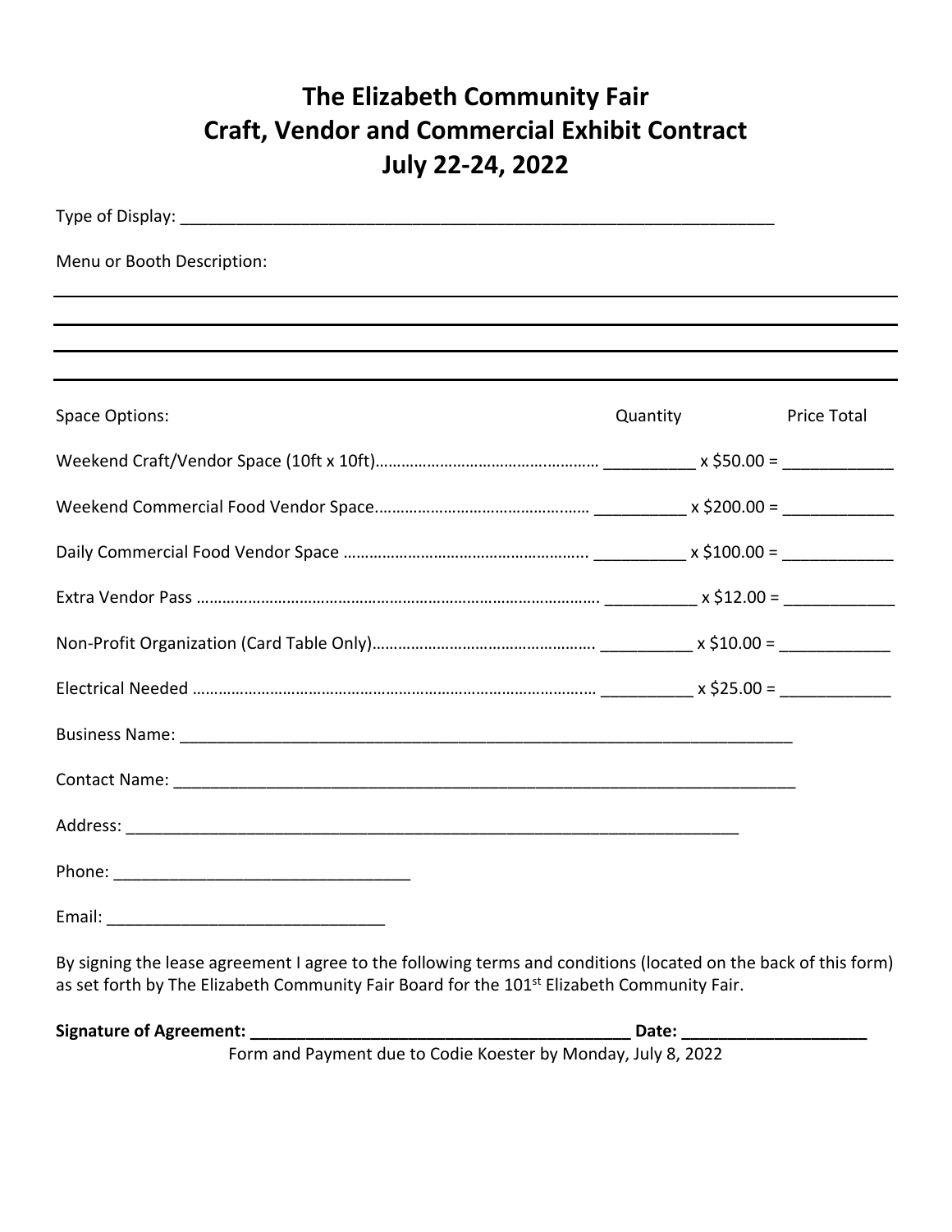# The Elizabeth Community Fair
# Craft, Vendor and Commercial Exhibit Contract
# July 22-24, 2022

Type of Display: ___________________________________________________________________

Menu or Booth Description:

_______________________________________________________________________________

_______________________________________________________________________________

_______________________________________________________________________________

_______________________________________________________________________________

| Space Options: | Quantity | Price Total |
|---|---|---|
| Weekend Craft/Vendor Space (10ft x 10ft)…………………………………………… | __________ x $50.00 = | ____________ |
| Weekend Commercial Food Vendor Space………………………………………… | __________ x $200.00 = | ____________ |
| Daily Commercial Food Vendor Space ……………………………………………….. | __________ x $100.00 = | ____________ |
| Extra Vendor Pass ………………………………………………………………………………. | __________ x $12.00 = | ____________ |
| Non-Profit Organization (Card Table Only)……………………………………………. | __________ x $10.00 = | ____________ |
| Electrical Needed ………………………………………………………………………………… | __________ x $25.00 = | ____________ |

Business Name: ____________________________________________________________________

Contact Name: _____________________________________________________________________

Address: _________________________________________________________________________

Phone: ________________________________

Email: ______________________________

By signing the lease agreement I agree to the following terms and conditions (located on the back of this form) as set forth by The Elizabeth Community Fair Board for the 101st Elizabeth Community Fair.

**Signature of Agreement: __________________________________________ Date: ____________________**

Form and Payment due to Codie Koester by Monday, July 8, 2022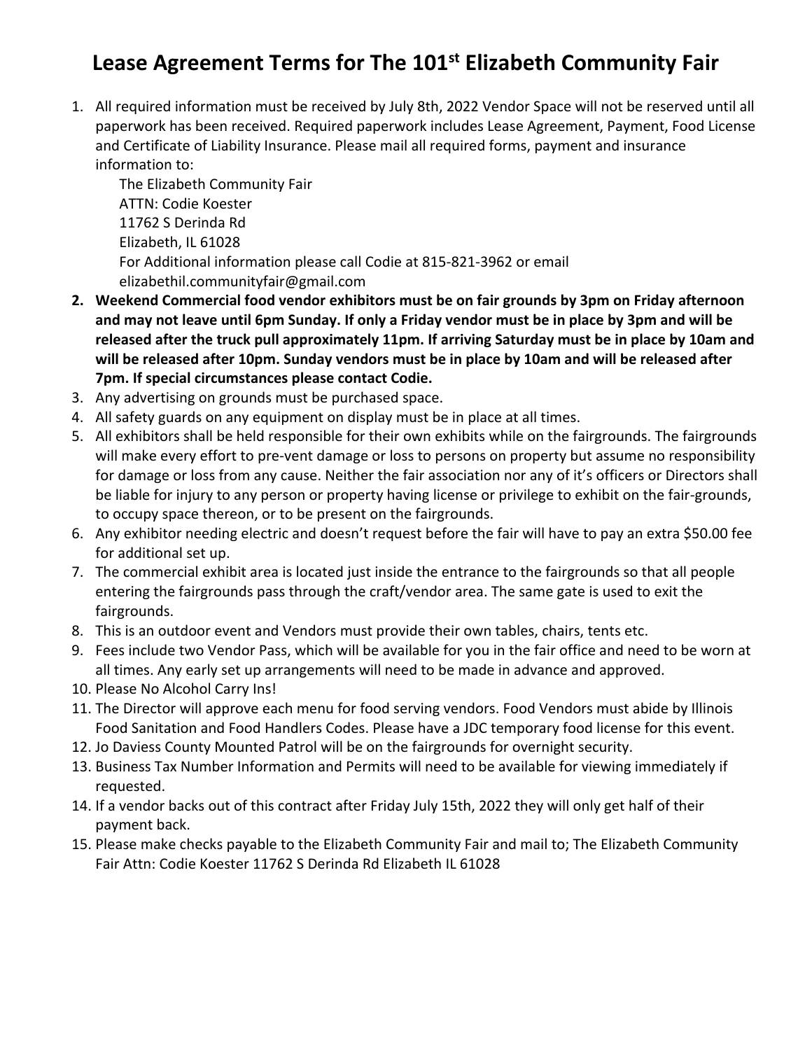# Lease Agreement Terms for The 101st Elizabeth Community Fair

1. All required information must be received by July 8th, 2022 Vendor Space will not be reserved until all paperwork has been received. Required paperwork includes Lease Agreement, Payment, Food License and Certificate of Liability Insurance. Please mail all required forms, payment and insurance information to:

   The Elizabeth Community Fair
   ATTN: Codie Koester
   11762 S Derinda Rd
   Elizabeth, IL 61028
   For Additional information please call Codie at 815-821-3962 or email elizabethil.communityfair@gmail.com
2. **Weekend Commercial food vendor exhibitors must be on fair grounds by 3pm on Friday afternoon and may not leave until 6pm Sunday. If only a Friday vendor must be in place by 3pm and will be released after the truck pull approximately 11pm. If arriving Saturday must be in place by 10am and will be released after 10pm. Sunday vendors must be in place by 10am and will be released after 7pm. If special circumstances please contact Codie.**
3. Any advertising on grounds must be purchased space.
4. All safety guards on any equipment on display must be in place at all times.
5. All exhibitors shall be held responsible for their own exhibits while on the fairgrounds. The fairgrounds will make every effort to pre-vent damage or loss to persons on property but assume no responsibility for damage or loss from any cause. Neither the fair association nor any of it's officers or Directors shall be liable for injury to any person or property having license or privilege to exhibit on the fair-grounds, to occupy space thereon, or to be present on the fairgrounds.
6. Any exhibitor needing electric and doesn't request before the fair will have to pay an extra $50.00 fee for additional set up.
7. The commercial exhibit area is located just inside the entrance to the fairgrounds so that all people entering the fairgrounds pass through the craft/vendor area. The same gate is used to exit the fairgrounds.
8. This is an outdoor event and Vendors must provide their own tables, chairs, tents etc.
9. Fees include two Vendor Pass, which will be available for you in the fair office and need to be worn at all times. Any early set up arrangements will need to be made in advance and approved.
10. Please No Alcohol Carry Ins!
11. The Director will approve each menu for food serving vendors. Food Vendors must abide by Illinois Food Sanitation and Food Handlers Codes. Please have a JDC temporary food license for this event.
12. Jo Daviess County Mounted Patrol will be on the fairgrounds for overnight security.
13. Business Tax Number Information and Permits will need to be available for viewing immediately if requested.
14. If a vendor backs out of this contract after Friday July 15th, 2022 they will only get half of their payment back.
15. Please make checks payable to the Elizabeth Community Fair and mail to; The Elizabeth Community Fair Attn: Codie Koester 11762 S Derinda Rd Elizabeth IL 61028